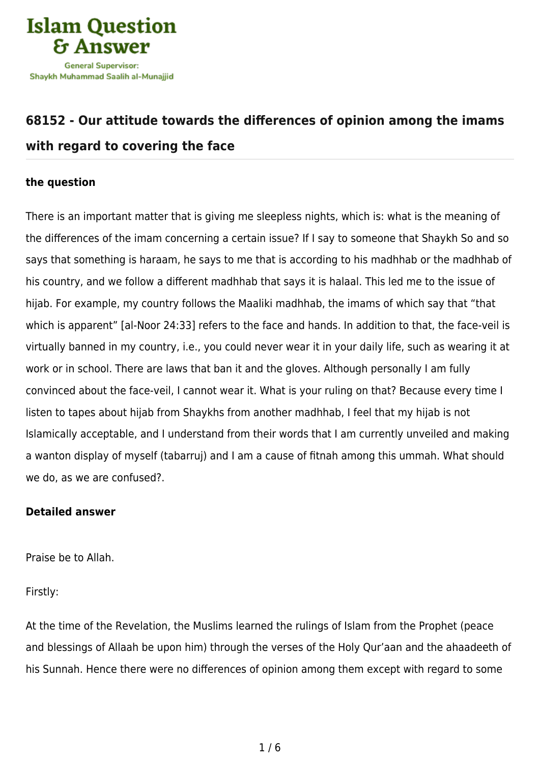## 68152 - Our attitude towards the differences of opinion among the imams with regard to covering the face

**the question**

There is an important matter that is giving me sleepless nights, which is: what is the meaning of the differences of the imam concerning a certain issue? If I say to someone that Shaykh So and so says that something is haraam, he says to me that is according to his madhhab or the madhhab of his country, and we follow a different madhhab that says it is halaal. This led me to the issue of hijab. For example, my country follows the Maaliki madhhab, the imams of which say that "that which is apparent" [al-Noor 24:33] refers to the face and hands. In addition to that, the face-veil is virtually banned in my country, i.e., you could never wear it in your daily life, such as wearing it at work or in school. There are laws that ban it and the gloves. Although personally I am fully convinced about the face-veil, I cannot wear it. What is your ruling on that? Because every time I listen to tapes about hijab from Shaykhs from another madhhab, I feel that my hijab is not Islamically acceptable, and I understand from their words that I am currently unveiled and making a wanton display of myself (tabarruj) and I am a cause of fitnah among this ummah. What should we do, as we are confused?.

**Detailed answer**

Praise be to Allah.

Firstly:

At the time of the Revelation, the Muslims learned the rulings of Islam from the Prophet (peace and blessings of Allaah be upon him) through the verses of the Holy Qur'aan and the ahaadeeth of his Sunnah. Hence there were no differences of opinion among them except with regard to some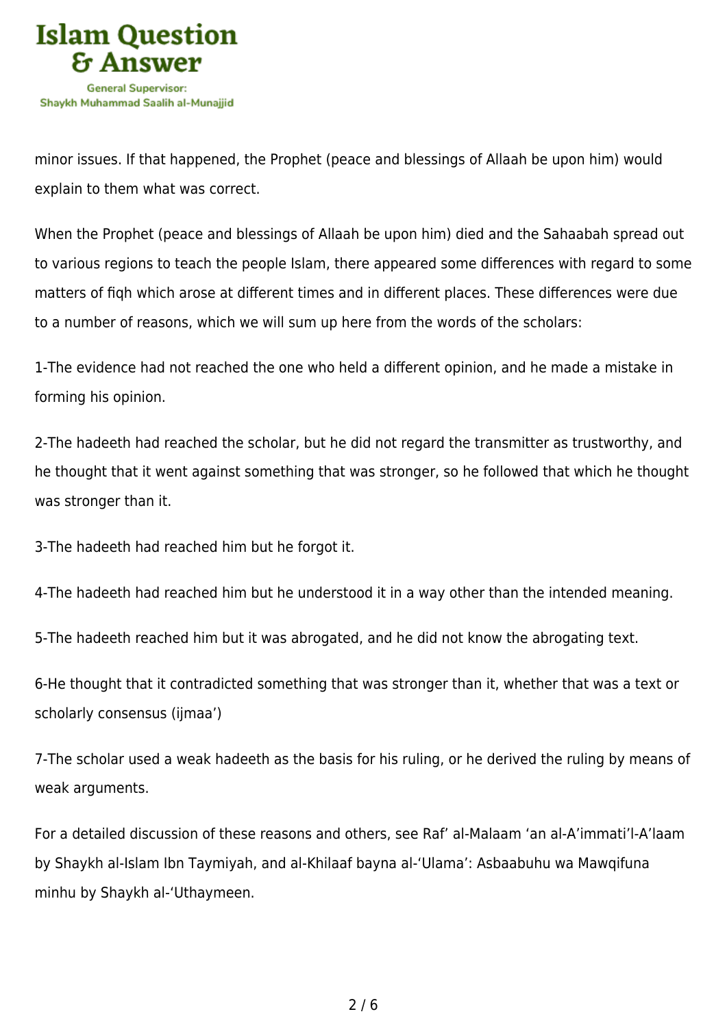minor issues. If that happened, the Prophet (peace and blessings of Allaah be upon him) would explain to them what was correct.

When the Prophet (peace and blessings of Allaah be upon him) died and the Sahaabah spread out to various regions to teach the people Islam, there appeared some differences with regard to some matters of fiqh which arose at different times and in different places. These differences were due to a number of reasons, which we will sum up here from the words of the scholars:

1-The evidence had not reached the one who held a different opinion, and he made a mistake in forming his opinion.

2-The hadeeth had reached the scholar, but he did not regard the transmitter as trustworthy, and he thought that it went against something that was stronger, so he followed that which he thought was stronger than it.

3-The hadeeth had reached him but he forgot it.

4-The hadeeth had reached him but he understood it in a way other than the intended meaning.

5-The hadeeth reached him but it was abrogated, and he did not know the abrogating text.

6-He thought that it contradicted something that was stronger than it, whether that was a text or scholarly consensus (ijmaa')

7-The scholar used a weak hadeeth as the basis for his ruling, or he derived the ruling by means of weak arguments.

For a detailed discussion of these reasons and others, see Raf' al-Malaam 'an al-A'immati'l-A'laam by Shaykh al-Islam Ibn Taymiyah, and al-Khilaaf bayna al-'Ulama': Asbaabuhu wa Mawqifuna minhu by Shaykh al-'Uthaymeen.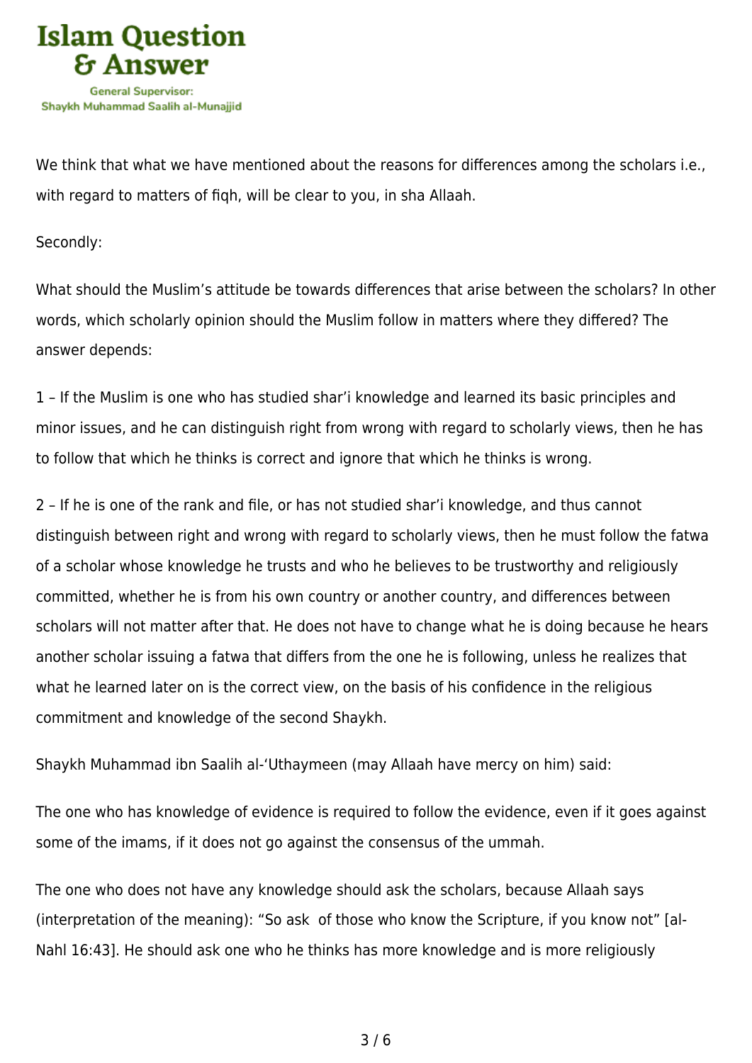We think that what we have mentioned about the reasons for differences among the scholars i.e., with regard to matters of fiqh, will be clear to you, in sha Allaah.

Secondly:

What should the Muslim's attitude be towards differences that arise between the scholars? In other words, which scholarly opinion should the Muslim follow in matters where they differed? The answer depends:

1 – If the Muslim is one who has studied shar'i knowledge and learned its basic principles and minor issues, and he can distinguish right from wrong with regard to scholarly views, then he has to follow that which he thinks is correct and ignore that which he thinks is wrong.

2 – If he is one of the rank and file, or has not studied shar'i knowledge, and thus cannot distinguish between right and wrong with regard to scholarly views, then he must follow the fatwa of a scholar whose knowledge he trusts and who he believes to be trustworthy and religiously committed, whether he is from his own country or another country, and differences between scholars will not matter after that. He does not have to change what he is doing because he hears another scholar issuing a fatwa that differs from the one he is following, unless he realizes that what he learned later on is the correct view, on the basis of his confidence in the religious commitment and knowledge of the second Shaykh.

Shaykh Muhammad ibn Saalih al-'Uthaymeen (may Allaah have mercy on him) said:

The one who has knowledge of evidence is required to follow the evidence, even if it goes against some of the imams, if it does not go against the consensus of the ummah.

The one who does not have any knowledge should ask the scholars, because Allaah says (interpretation of the meaning): "So ask of those who know the Scripture, if you know not" [al-Nahl 16:43]. He should ask one who he thinks has more knowledge and is more religiously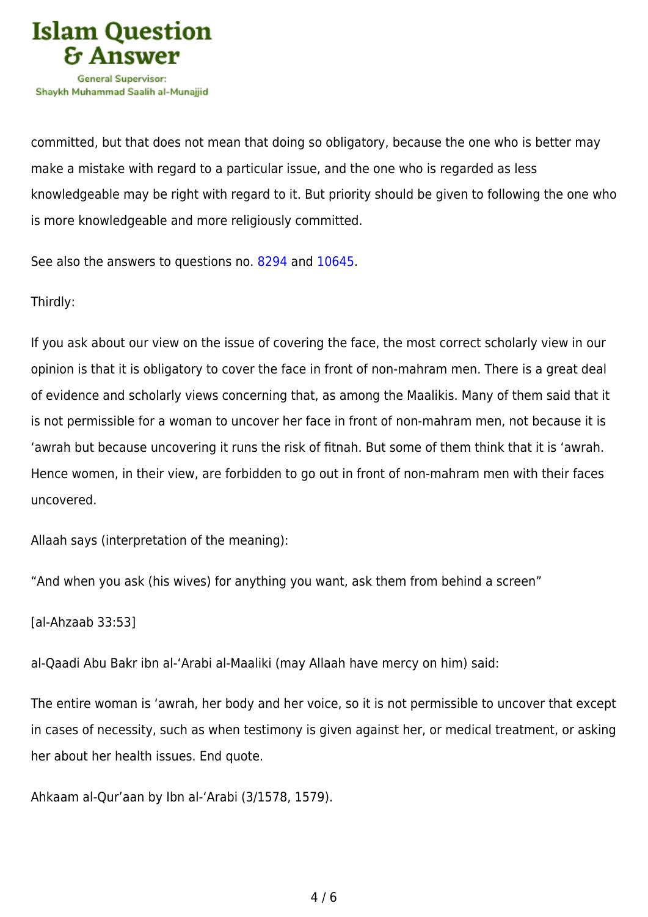committed, but that does not mean that doing so obligatory, because the one who is better may make a mistake with regard to a particular issue, and the one who is regarded as less knowledgeable may be right with regard to it. But priority should be given to following the one who is more knowledgeable and more religiously committed.

See also the answers to questions no. 8294 and 10645.

Thirdly:

If you ask about our view on the issue of covering the face, the most correct scholarly view in our opinion is that it is obligatory to cover the face in front of non-mahram men. There is a great deal of evidence and scholarly views concerning that, as among the Maalikis. Many of them said that it is not permissible for a woman to uncover her face in front of non-mahram men, not because it is ‘awrah but because uncovering it runs the risk of fitnah. But some of them think that it is ‘awrah. Hence women, in their view, are forbidden to go out in front of non-mahram men with their faces uncovered.

Allaah says (interpretation of the meaning):

“And when you ask (his wives) for anything you want, ask them from behind a screen”

[al-Ahzaab 33:53]

al-Qaadi Abu Bakr ibn al-‘Arabi al-Maaliki (may Allaah have mercy on him) said:

The entire woman is ‘awrah, her body and her voice, so it is not permissible to uncover that except in cases of necessity, such as when testimony is given against her, or medical treatment, or asking her about her health issues. End quote.

Ahkaam al-Qur’aan by Ibn al-‘Arabi (3/1578, 1579).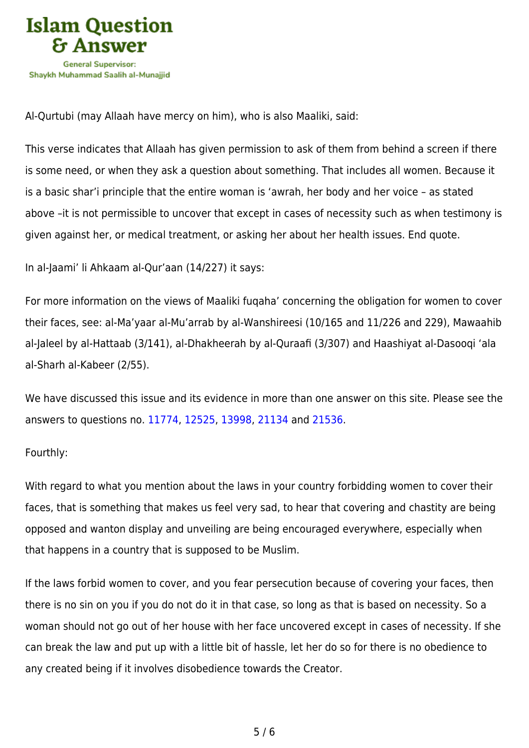Al-Qurtubi (may Allaah have mercy on him), who is also Maaliki, said:

This verse indicates that Allaah has given permission to ask of them from behind a screen if there is some need, or when they ask a question about something. That includes all women. Because it is a basic shar'i principle that the entire woman is 'awrah, her body and her voice – as stated above –it is not permissible to uncover that except in cases of necessity such as when testimony is given against her, or medical treatment, or asking her about her health issues. End quote.

In al-Jaami' li Ahkaam al-Qur'aan (14/227) it says:

For more information on the views of Maaliki fuqaha' concerning the obligation for women to cover their faces, see: al-Ma'yaar al-Mu'arrab by al-Wanshireesi (10/165 and 11/226 and 229), Mawaahib al-Jaleel by al-Hattaab (3/141), al-Dhakheerah by al-Quraafi (3/307) and Haashiyat al-Dasooqi 'ala al-Sharh al-Kabeer (2/55).

We have discussed this issue and its evidence in more than one answer on this site. Please see the answers to questions no. 11774, 12525, 13998, 21134 and 21536.

Fourthly:

With regard to what you mention about the laws in your country forbidding women to cover their faces, that is something that makes us feel very sad, to hear that covering and chastity are being opposed and wanton display and unveiling are being encouraged everywhere, especially when that happens in a country that is supposed to be Muslim.

If the laws forbid women to cover, and you fear persecution because of covering your faces, then there is no sin on you if you do not do it in that case, so long as that is based on necessity. So a woman should not go out of her house with her face uncovered except in cases of necessity. If she can break the law and put up with a little bit of hassle, let her do so for there is no obedience to any created being if it involves disobedience towards the Creator.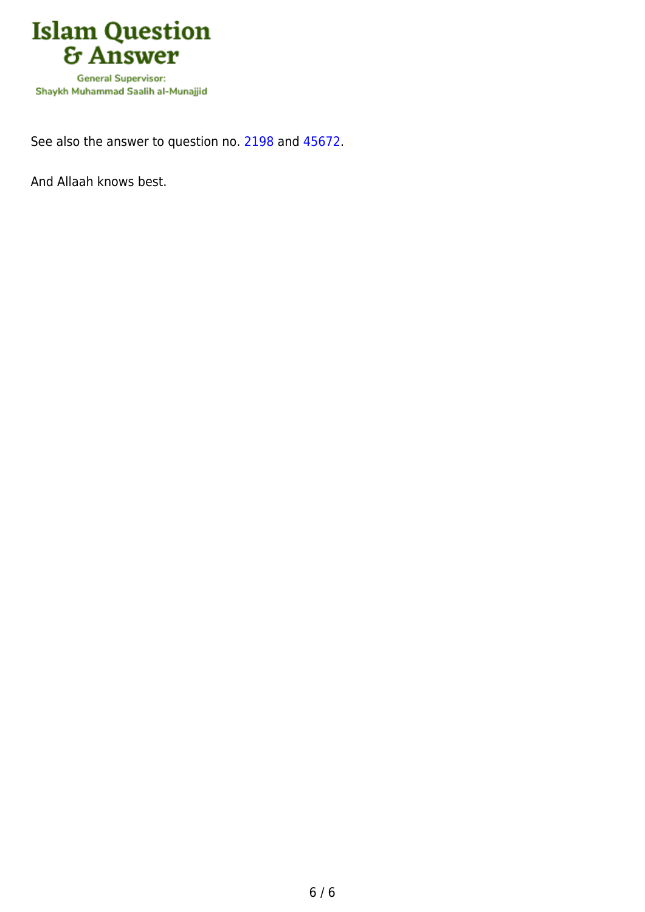See also the answer to question no. 2198 and 45672.

And Allaah knows best.